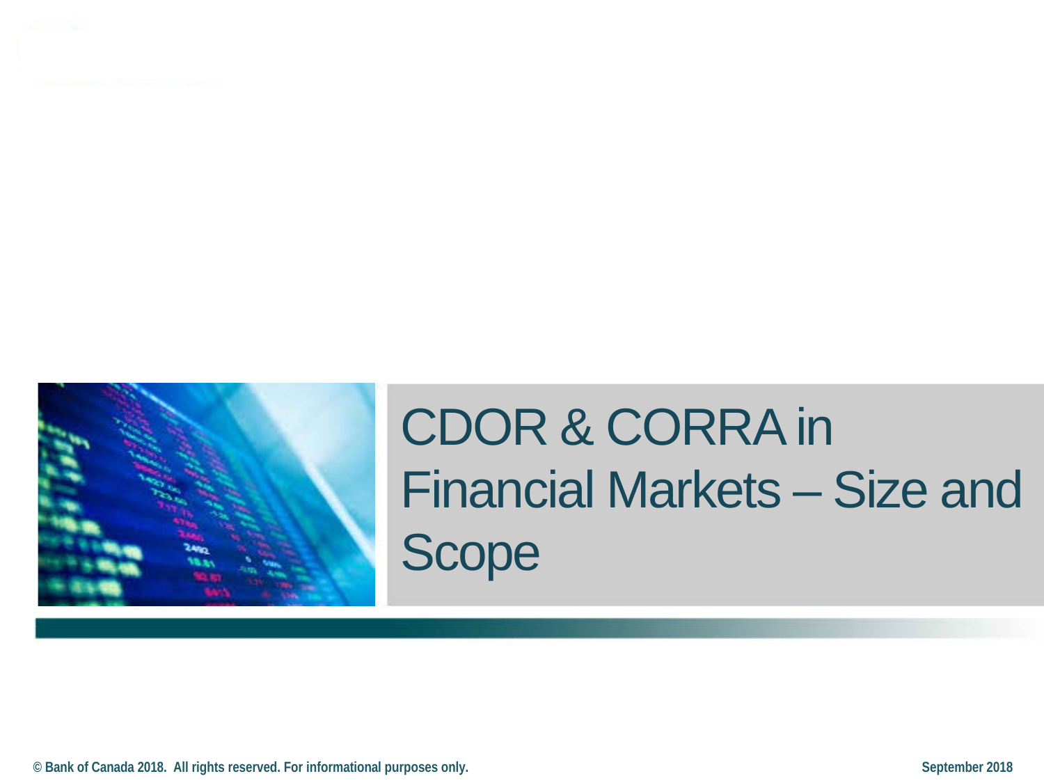# CDOR & CORRA in Financial Markets – Size and Scope

© Bank of Canada 2018. All rights reserved. For informational purposes only.

September 2018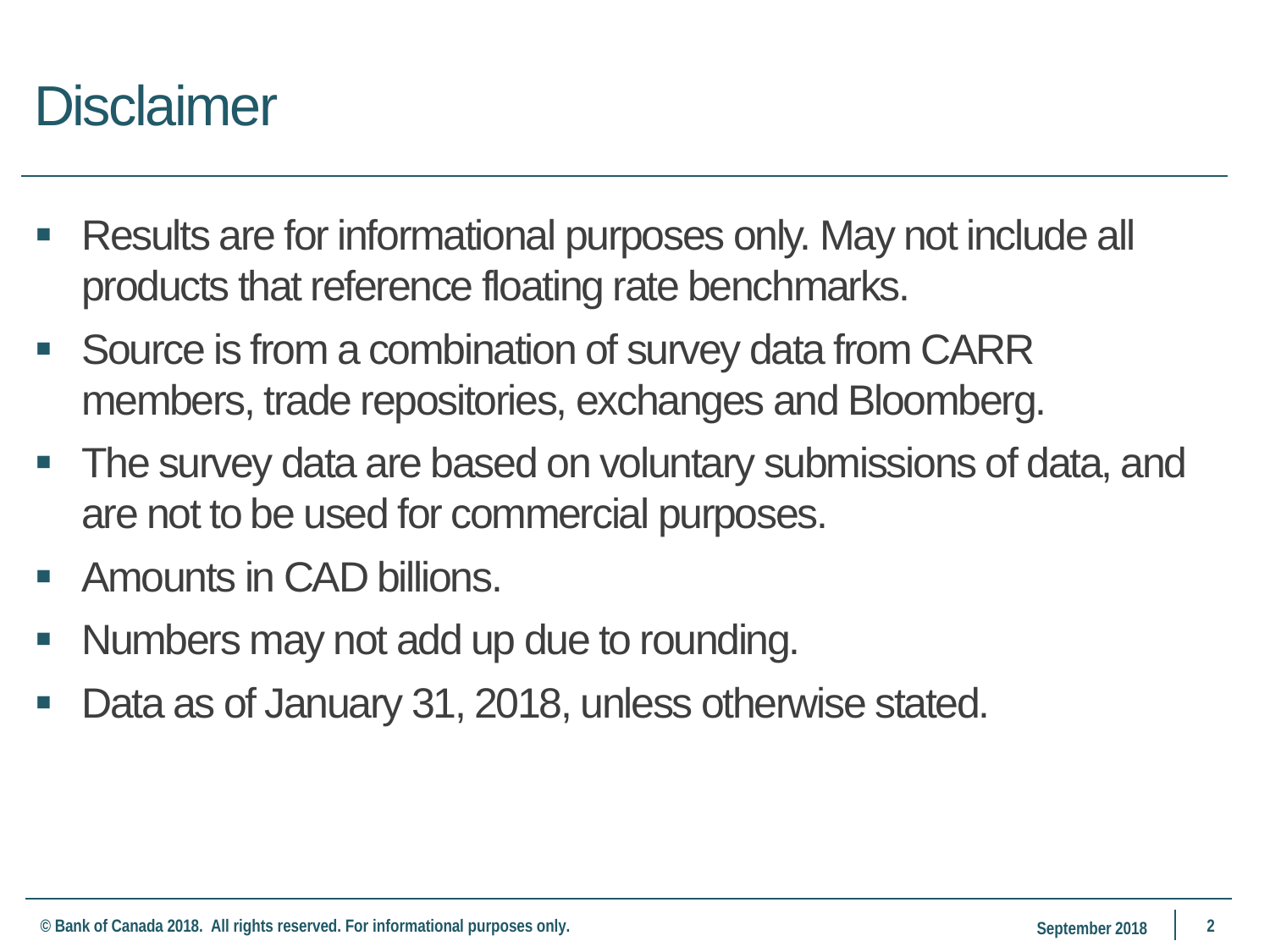# Disclaimer

- Results are for informational purposes only. May not include all products that reference floating rate benchmarks.
- Source is from a combination of survey data from CARR members, trade repositories, exchanges and Bloomberg.
- The survey data are based on voluntary submissions of data, and are not to be used for commercial purposes.
- Amounts in CAD billions.
- Numbers may not add up due to rounding.
- Data as of January 31, 2018, unless otherwise stated.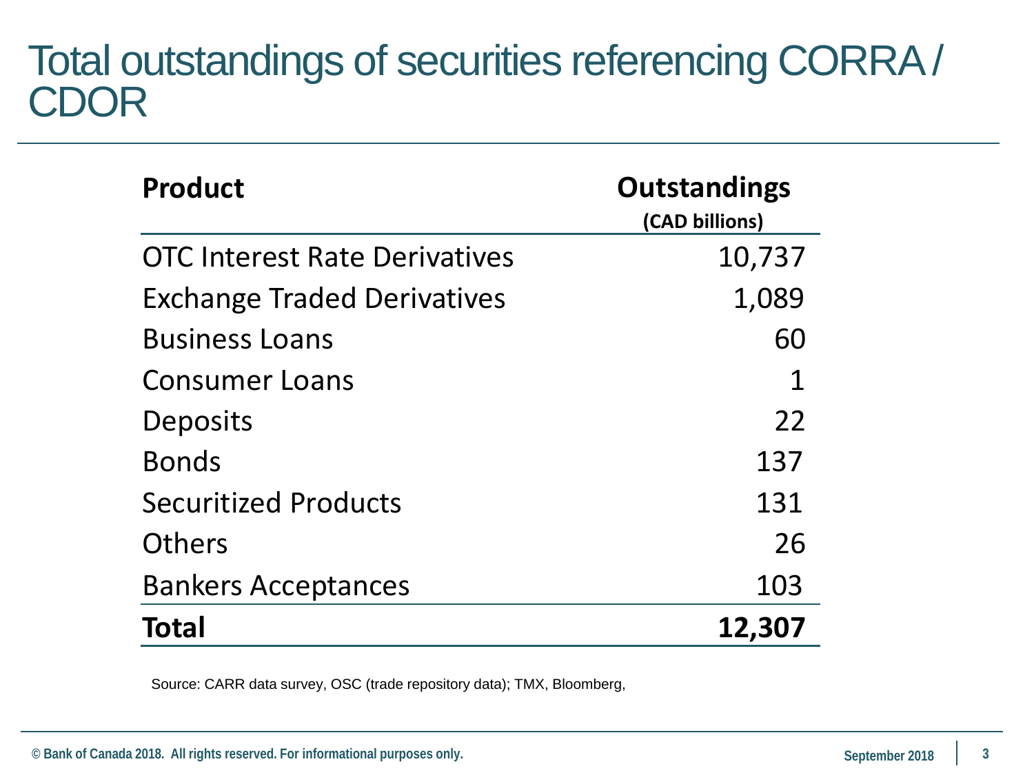# Total outstandings of securities referencing CORRA / CDOR

| Product | Outstandings (CAD billions) |
|---|---|
| OTC Interest Rate Derivatives | 10,737 |
| Exchange Traded Derivatives | 1,089 |
| Business Loans | 60 |
| Consumer Loans | 1 |
| Deposits | 22 |
| Bonds | 137 |
| Securitized Products | 131 |
| Others | 26 |
| Bankers Acceptances | 103 |
| **Total** | **12,307** |

Source: CARR data survey, OSC (trade repository data); TMX, Bloomberg,

© Bank of Canada 2018. All rights reserved. For informational purposes only.

September 2018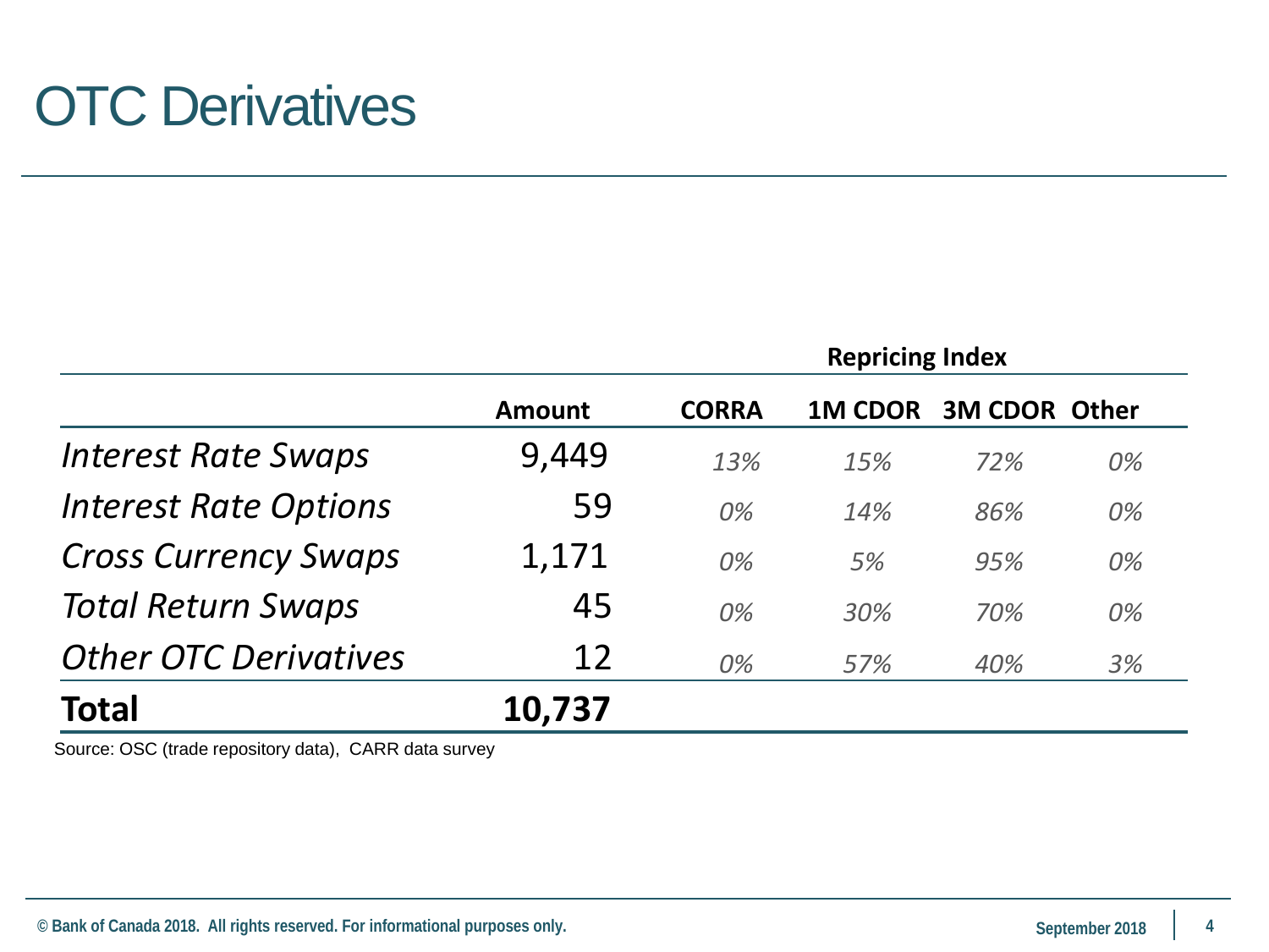# OTC Derivatives

| | | Repricing Index | | | |
|---|---|---|---|---|---|
| | Amount | CORRA | 1M CDOR | 3M CDOR | Other |
| *Interest Rate Swaps* | 9,449 | *13%* | *15%* | *72%* | *0%* |
| *Interest Rate Options* | 59 | *0%* | *14%* | *86%* | *0%* |
| *Cross Currency Swaps* | 1,171 | *0%* | *5%* | *95%* | *0%* |
| *Total Return Swaps* | 45 | *0%* | *30%* | *70%* | *0%* |
| *Other OTC Derivatives* | 12 | *0%* | *57%* | *40%* | *3%* |
| **Total** | **10,737** | | | | |

Source: OSC (trade repository data), CARR data survey

© Bank of Canada 2018. All rights reserved. For informational purposes only.

September 2018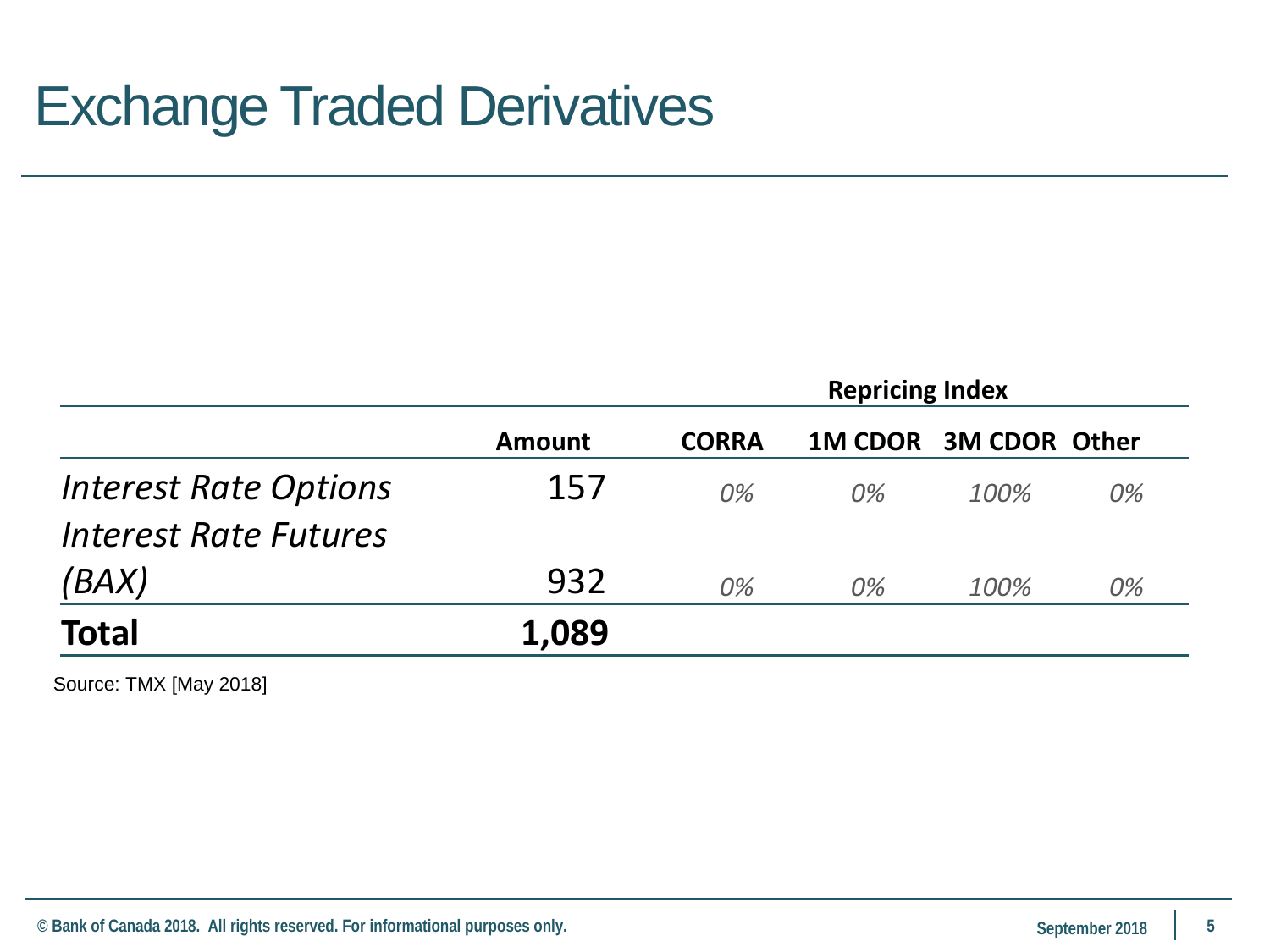# Exchange Traded Derivatives

| | | Repricing Index | | | |
|---|---|---|---|---|---|
| | **Amount** | **CORRA** | **1M CDOR** | **3M CDOR** | **Other** |
| *Interest Rate Options* | 157 | *0%* | *0%* | *100%* | *0%* |
| *Interest Rate Futures (BAX)* | 932 | *0%* | *0%* | *100%* | *0%* |
| **Total** | **1,089** | | | | |

Source: TMX [May 2018]

© Bank of Canada 2018. All rights reserved. For informational purposes only.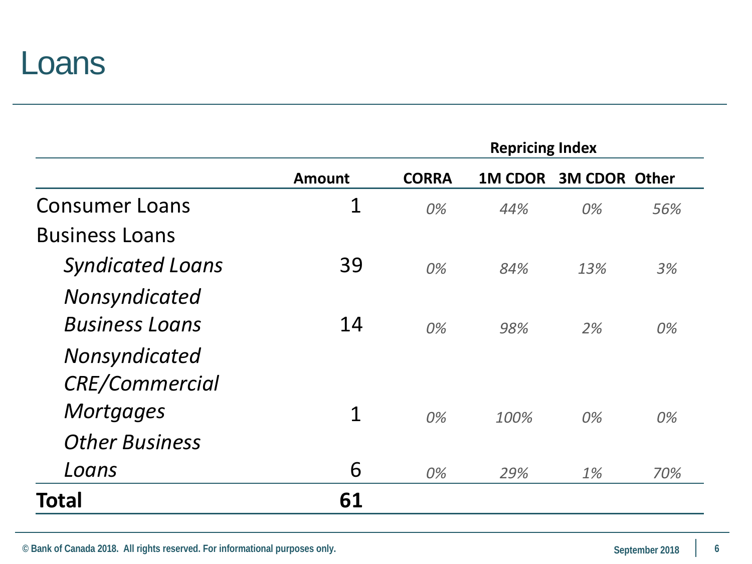# Loans

| | | Repricing Index | | | |
|---|---|---|---|---|---|
| | **Amount** | **CORRA** | **1M CDOR** | **3M CDOR** | **Other** |
| Consumer Loans | 1 | *0%* | *44%* | *0%* | *56%* |
| Business Loans | | | | | |
| *Syndicated Loans* | 39 | *0%* | *84%* | *13%* | *3%* |
| *Nonsyndicated Business Loans* | 14 | *0%* | *98%* | *2%* | *0%* |
| *Nonsyndicated CRE/Commercial Mortgages* | 1 | *0%* | *100%* | *0%* | *0%* |
| *Other Business Loans* | 6 | *0%* | *29%* | *1%* | *70%* |
| **Total** | **61** | | | | |

© Bank of Canada 2018. All rights reserved. For informational purposes only.

September 2018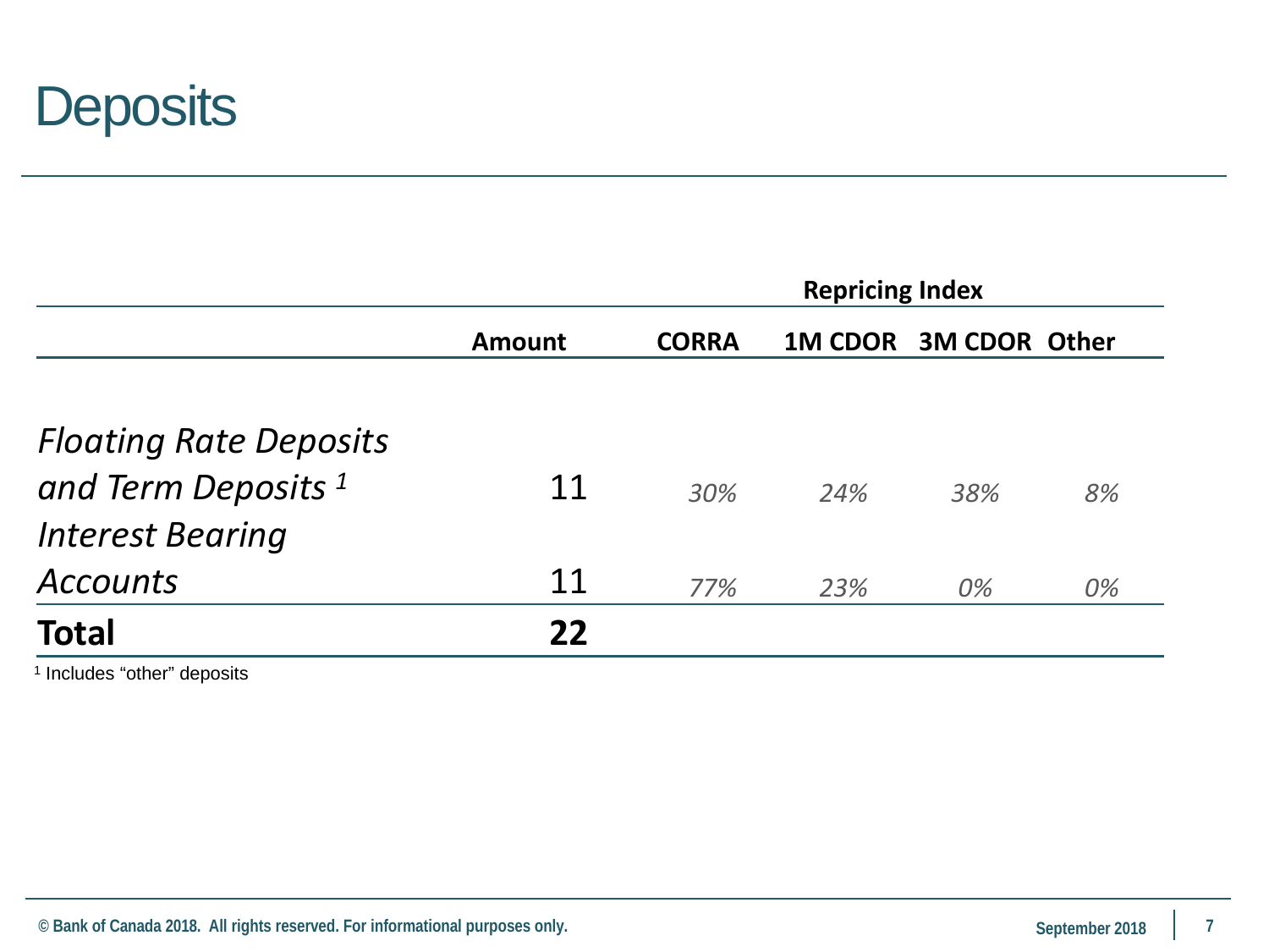# Deposits

| | | Repricing Index | | | |
|---|---|---|---|---|---|
| | **Amount** | **CORRA** | **1M CDOR** | **3M CDOR** | **Other** |
| *Floating Rate Deposits and Term Deposits* [1] | 11 | *30%* | *24%* | *38%* | *8%* |
| *Interest Bearing Accounts* | 11 | *77%* | *23%* | *0%* | *0%* |
| **Total** | **22** | | | | |

[1] Includes "other" deposits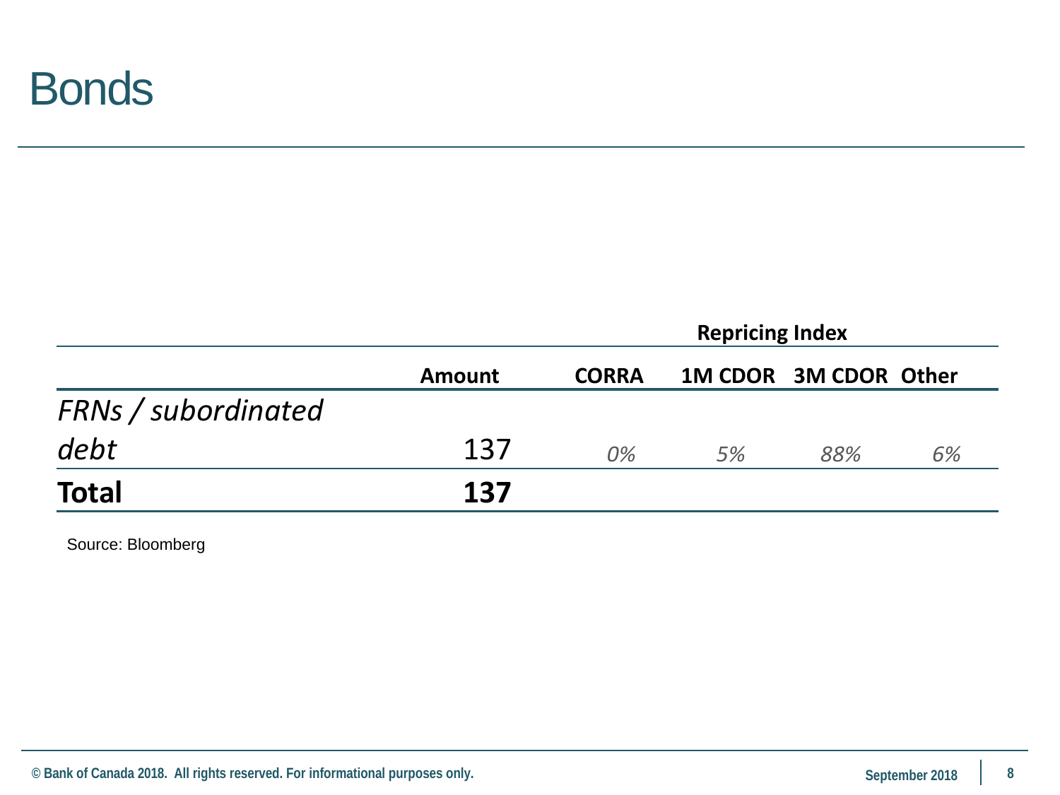# Bonds

| | | Repricing Index | | | |
|---|---|---|---|---|---|
| | **Amount** | **CORRA** | **1M CDOR** | **3M CDOR** | **Other** |
| *FRNs / subordinated debt* | 137 | *0%* | *5%* | *88%* | *6%* |
| **Total** | **137** | | | | |

Source: Bloomberg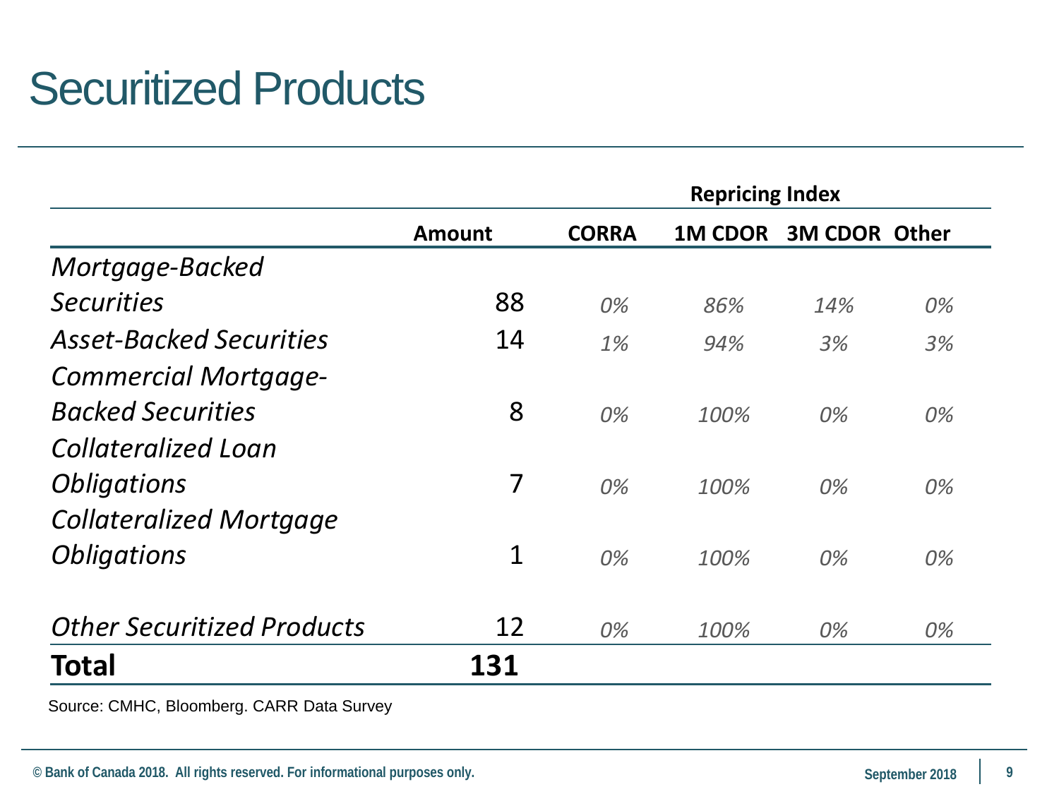# Securitized Products

| | | Repricing Index | | | |
|---|---|---|---|---|---|
| | **Amount** | **CORRA** | **1M CDOR** | **3M CDOR** | **Other** |
| *Mortgage-Backed Securities* | 88 | *0%* | *86%* | *14%* | *0%* |
| *Asset-Backed Securities* | 14 | *1%* | *94%* | *3%* | *3%* |
| *Commercial Mortgage-Backed Securities* | 8 | *0%* | *100%* | *0%* | *0%* |
| *Collateralized Loan Obligations* | 7 | *0%* | *100%* | *0%* | *0%* |
| *Collateralized Mortgage Obligations* | 1 | *0%* | *100%* | *0%* | *0%* |
| *Other Securitized Products* | 12 | *0%* | *100%* | *0%* | *0%* |
| **Total** | **131** | | | | |

Source: CMHC, Bloomberg. CARR Data Survey

© Bank of Canada 2018. All rights reserved. For informational purposes only.

September 2018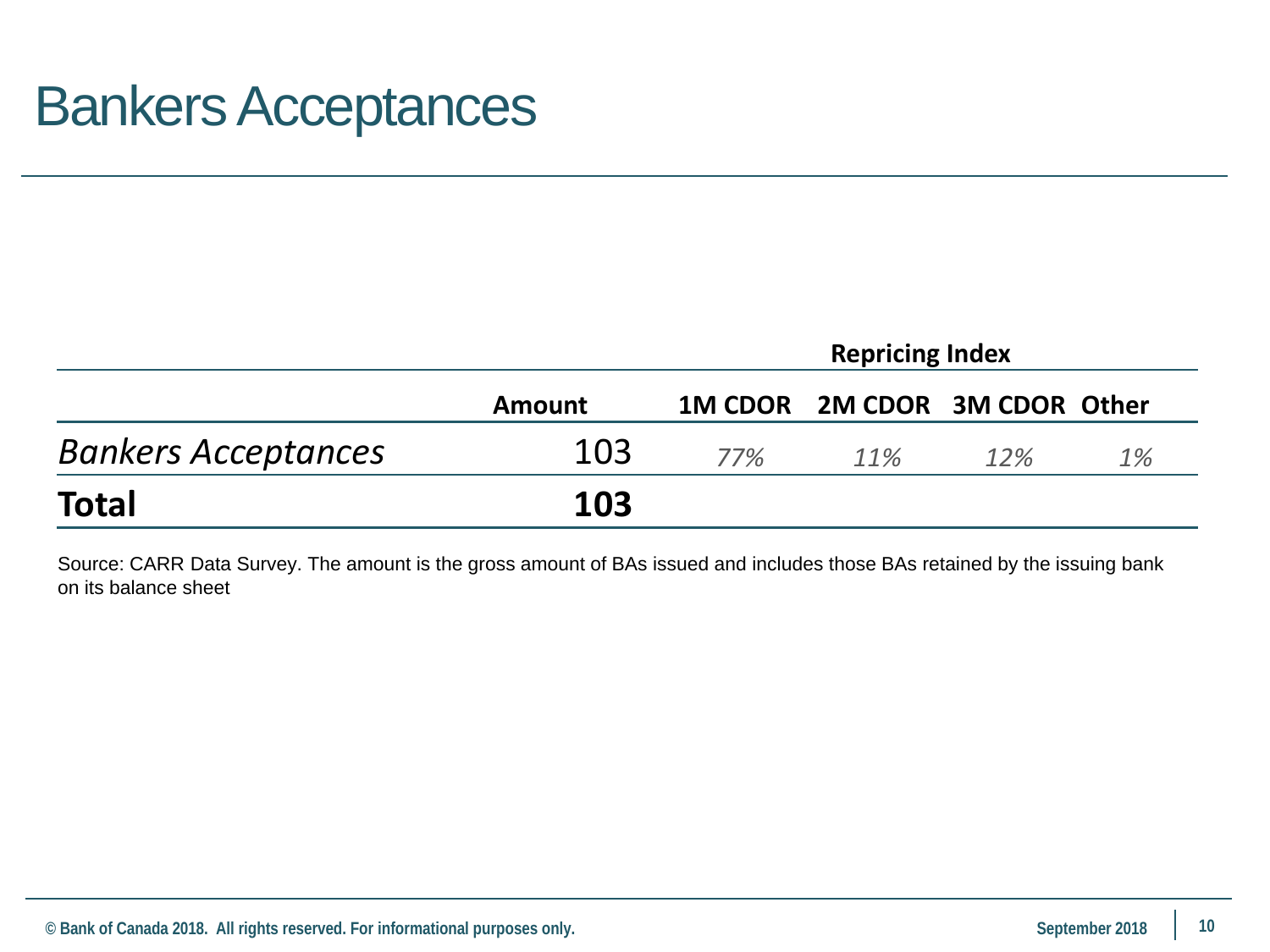# Bankers Acceptances

| | | Repricing Index | | | |
|---|---|---|---|---|---|
| | **Amount** | **1M CDOR** | **2M CDOR** | **3M CDOR** | **Other** |
| *Bankers Acceptances* | 103 | *77%* | *11%* | *12%* | *1%* |
| **Total** | **103** | | | | |

Source: CARR Data Survey. The amount is the gross amount of BAs issued and includes those BAs retained by the issuing bank on its balance sheet

© Bank of Canada 2018. All rights reserved. For informational purposes only.

September 2018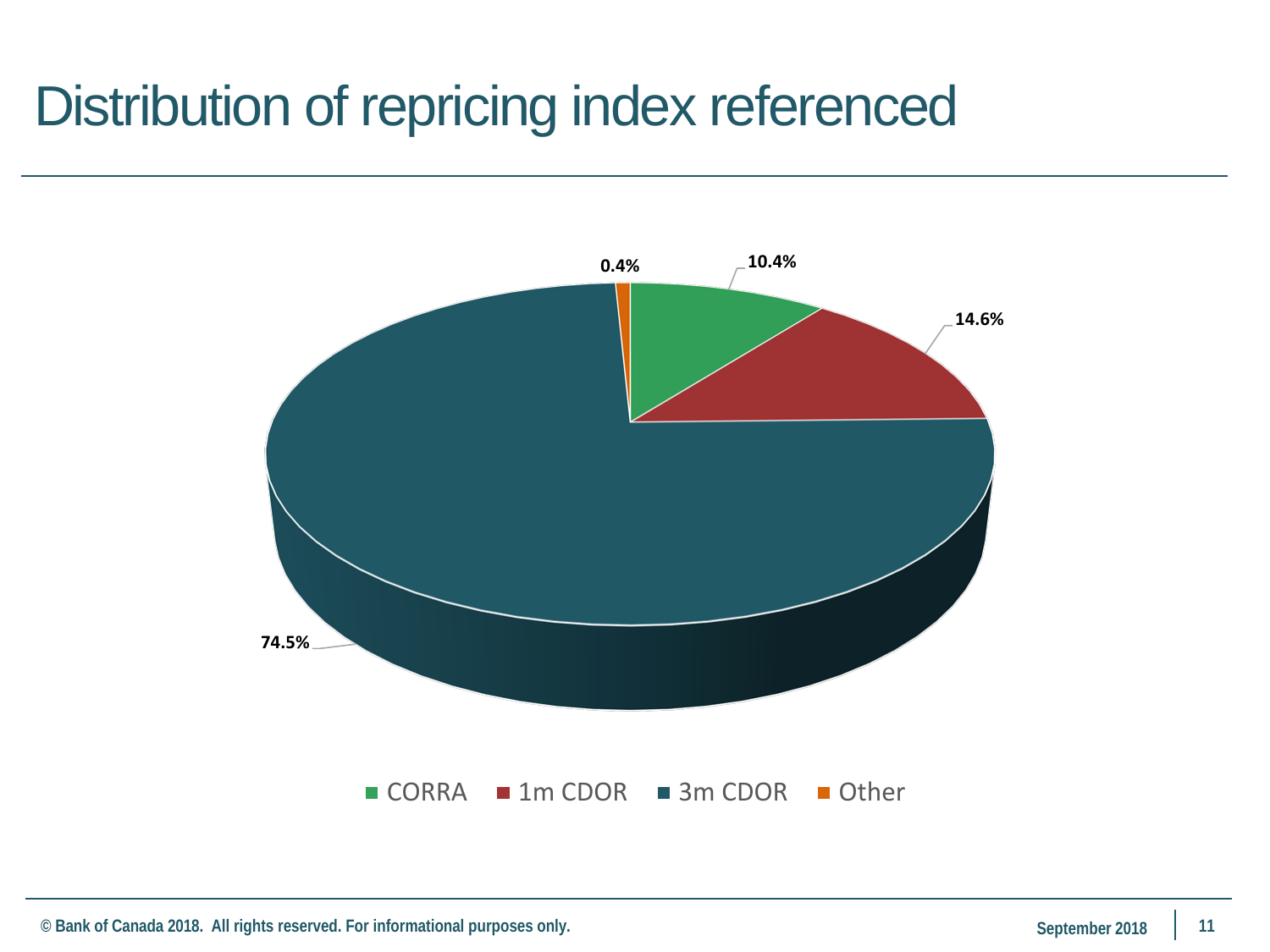# Distribution of repricing index referenced

0.4%

10.4%

14.6%

74.5%

CORRA 1m CDOR 3m CDOR Other